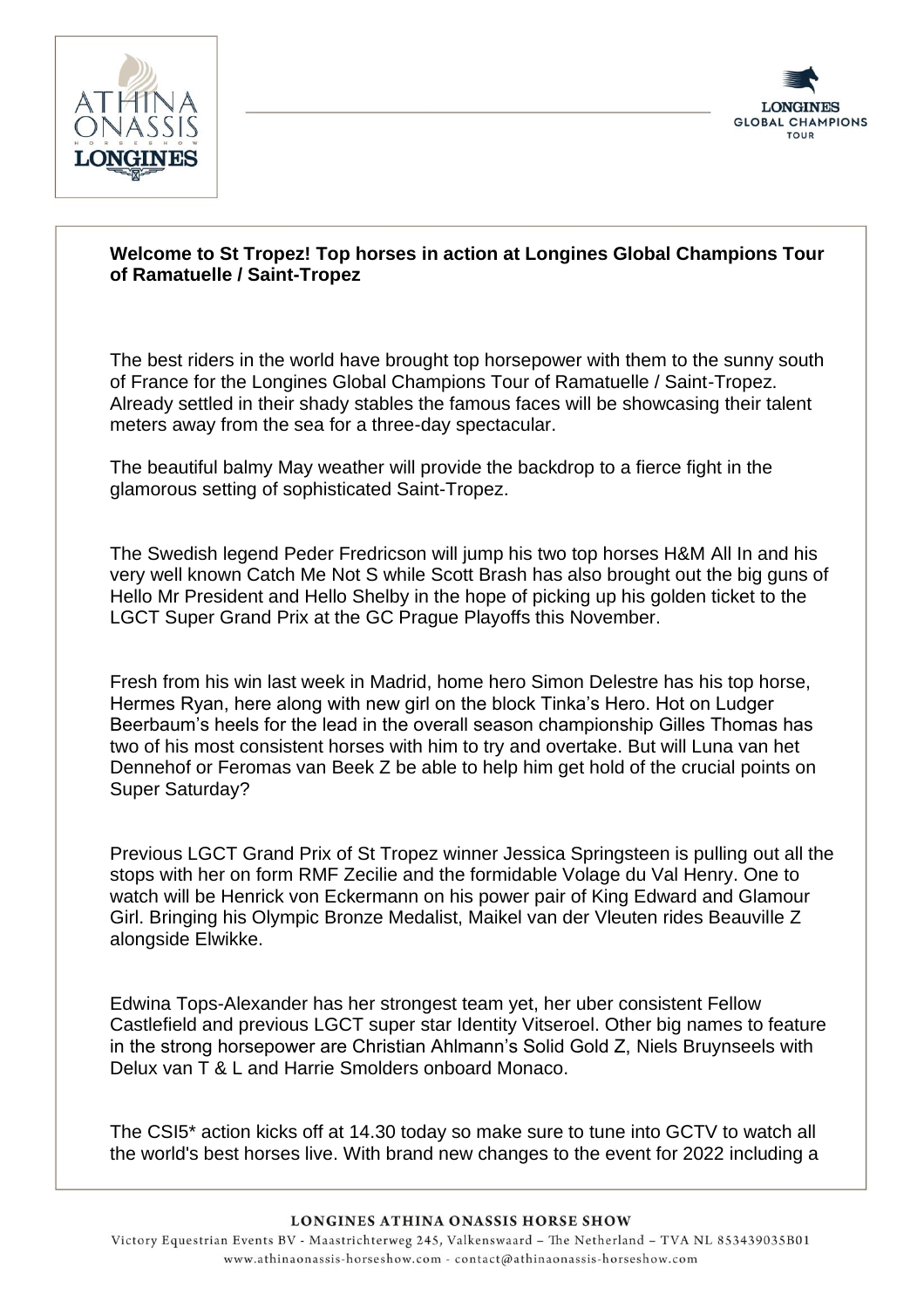**Welcome to St Tropez! Top horses in action at Longines Global Champions Tour of Ramatuelle / Saint-Tropez**

The best riders in the world have brought top horsepower with them to the sunny south of France for the Longines Global Champions Tour of Ramatuelle / Saint-Tropez. Already settled in their shady stables the famous faces will be showcasing their talent meters away from the sea for a three-day spectacular.

The beautiful balmy May weather will provide the backdrop to a fierce fight in the glamorous setting of sophisticated Saint-Tropez.

The Swedish legend Peder Fredricson will jump his two top horses H&M All In and his very well known Catch Me Not S while Scott Brash has also brought out the big guns of Hello Mr President and Hello Shelby in the hope of picking up his golden ticket to the LGCT Super Grand Prix at the GC Prague Playoffs this November.

Fresh from his win last week in Madrid, home hero Simon Delestre has his top horse, Hermes Ryan, here along with new girl on the block Tinka's Hero. Hot on Ludger Beerbaum's heels for the lead in the overall season championship Gilles Thomas has two of his most consistent horses with him to try and overtake. But will Luna van het Dennehof or Feromas van Beek Z be able to help him get hold of the crucial points on Super Saturday?

Previous LGCT Grand Prix of St Tropez winner Jessica Springsteen is pulling out all the stops with her on form RMF Zecilie and the formidable Volage du Val Henry. One to watch will be Henrick von Eckermann on his power pair of King Edward and Glamour Girl. Bringing his Olympic Bronze Medalist, Maikel van der Vleuten rides Beauville Z alongside Elwikke.

Edwina Tops-Alexander has her strongest team yet, her uber consistent Fellow Castlefield and previous LGCT super star Identity Vitseroel. Other big names to feature in the strong horsepower are Christian Ahlmann's Solid Gold Z, Niels Bruynseels with Delux van T & L and Harrie Smolders onboard Monaco.

The CSI5* action kicks off at 14.30 today so make sure to tune into GCTV to watch all the world's best horses live. With brand new changes to the event for 2022 including a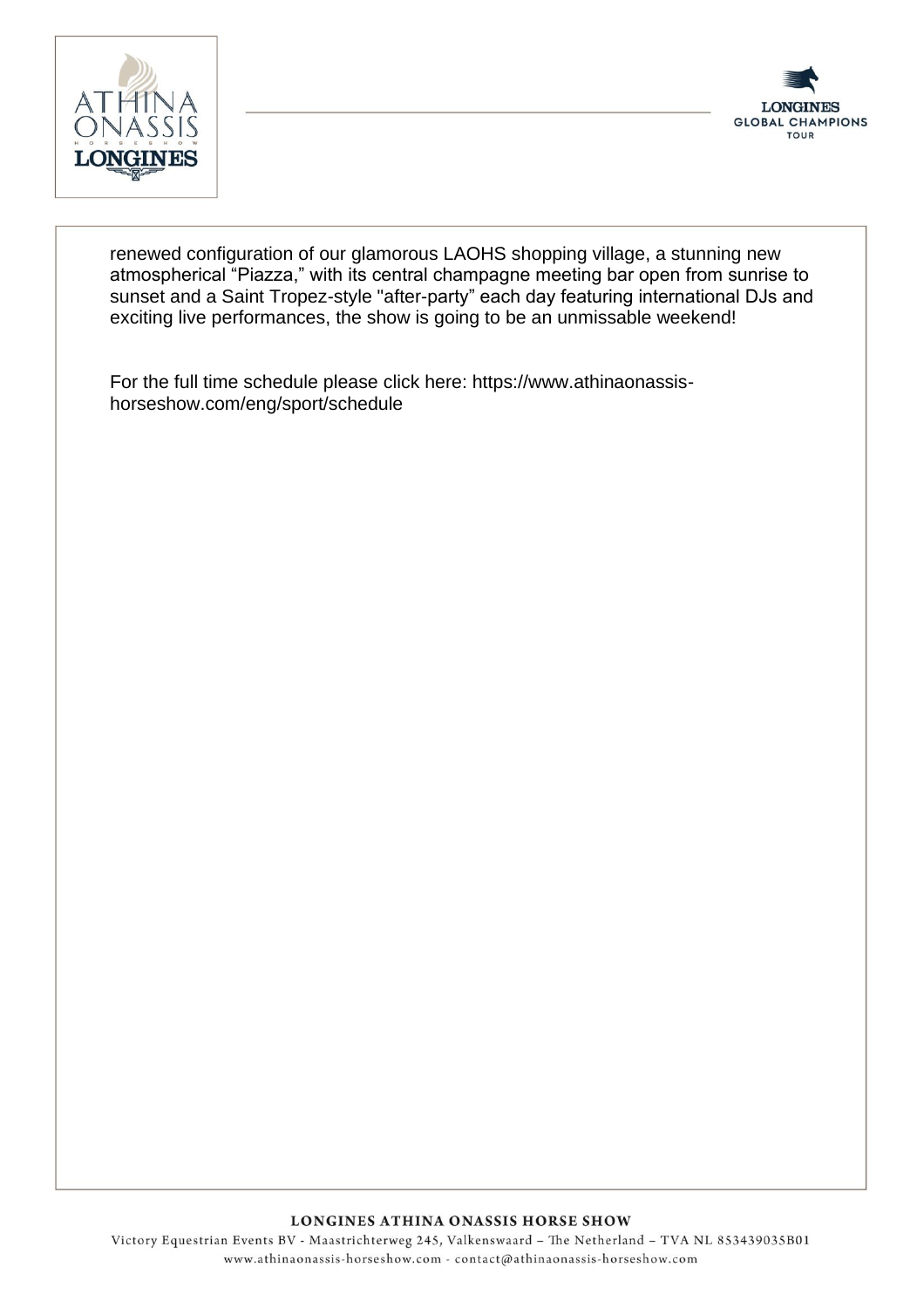renewed configuration of our glamorous LAOHS shopping village, a stunning new atmospherical "Piazza," with its central champagne meeting bar open from sunrise to sunset and a Saint Tropez-style "after-party" each day featuring international DJs and exciting live performances, the show is going to be an unmissable weekend!

For the full time schedule please click here: https://www.athinaonassis-horseshow.com/eng/sport/schedule